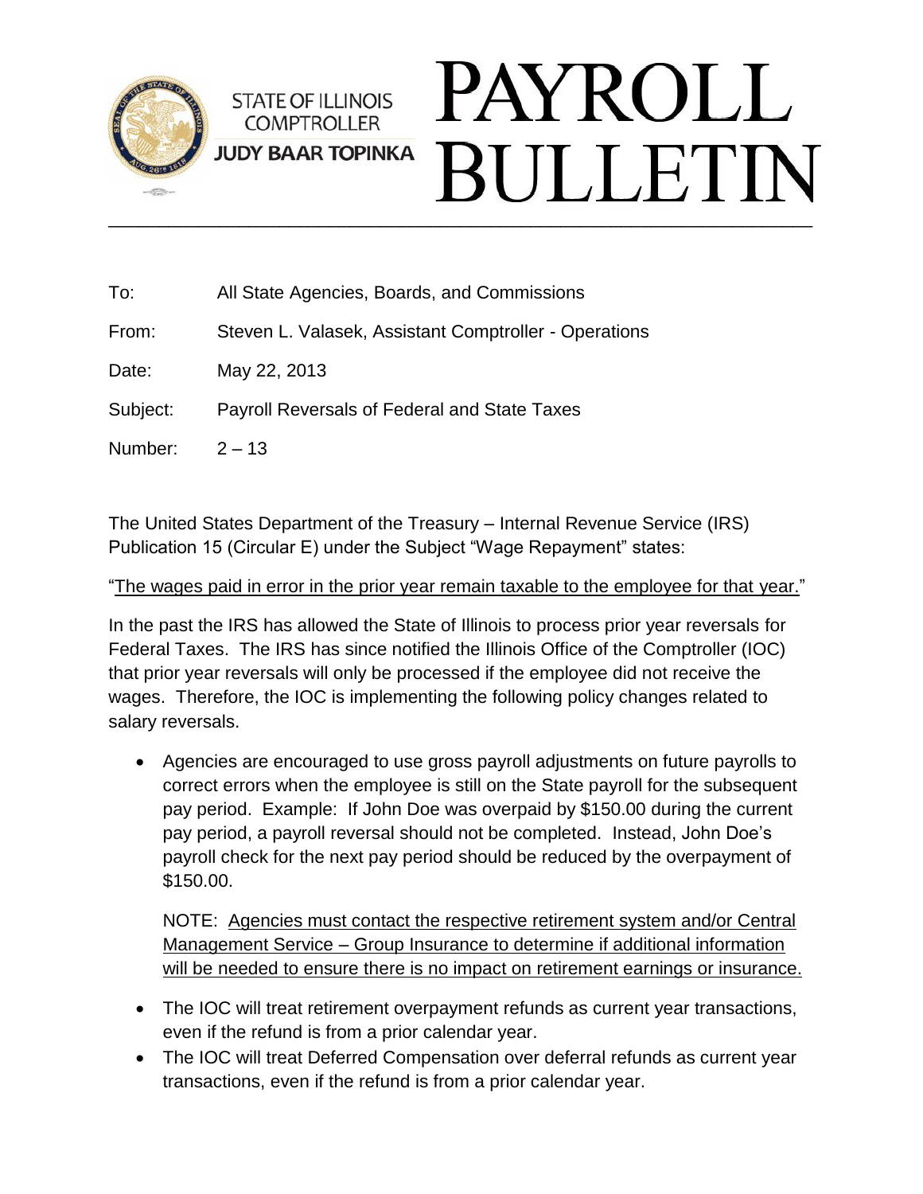STATE OF ILLINOIS
COMPTROLLER
**JUDY BAAR TOPINKA**

# PAYROLL BULLETIN

---

To: All State Agencies, Boards, and Commissions

From: Steven L. Valasek, Assistant Comptroller - Operations

Date: May 22, 2013

Subject: Payroll Reversals of Federal and State Taxes

Number: 2 – 13

The United States Department of the Treasury – Internal Revenue Service (IRS) Publication 15 (Circular E) under the Subject "Wage Repayment" states:

"<u>The wages paid in error in the prior year remain taxable to the employee for that year.</u>"

In the past the IRS has allowed the State of Illinois to process prior year reversals for Federal Taxes. The IRS has since notified the Illinois Office of the Comptroller (IOC) that prior year reversals will only be processed if the employee did not receive the wages. Therefore, the IOC is implementing the following policy changes related to salary reversals.

- Agencies are encouraged to use gross payroll adjustments on future payrolls to correct errors when the employee is still on the State payroll for the subsequent pay period. Example: If John Doe was overpaid by $150.00 during the current pay period, a payroll reversal should not be completed. Instead, John Doe's payroll check for the next pay period should be reduced by the overpayment of $150.00.

  NOTE: <u>Agencies must contact the respective retirement system and/or Central Management Service – Group Insurance to determine if additional information will be needed to ensure there is no impact on retirement earnings or insurance.</u>

- The IOC will treat retirement overpayment refunds as current year transactions, even if the refund is from a prior calendar year.
- The IOC will treat Deferred Compensation over deferral refunds as current year transactions, even if the refund is from a prior calendar year.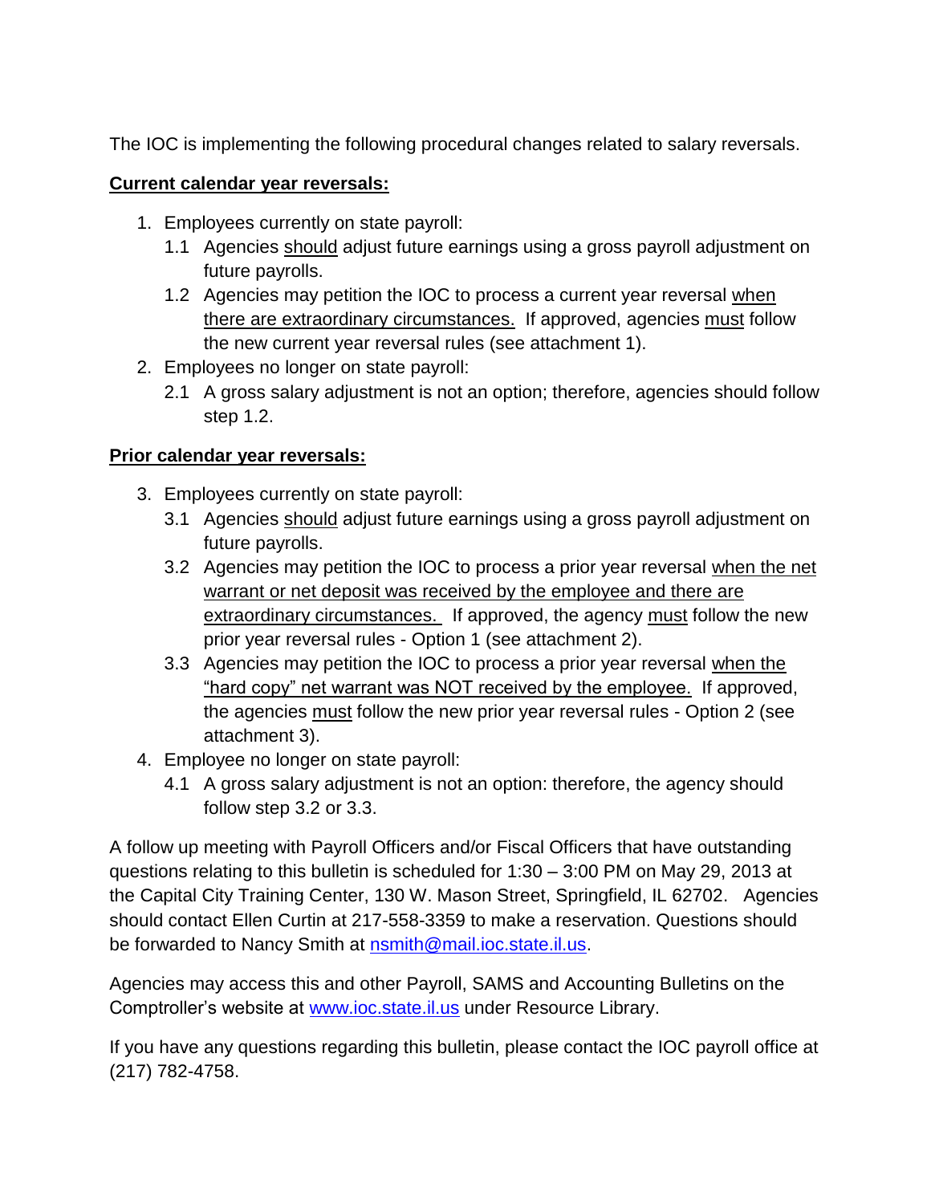The IOC is implementing the following procedural changes related to salary reversals.

**Current calendar year reversals:**

1. Employees currently on state payroll:
   - 1.1 Agencies should adjust future earnings using a gross payroll adjustment on future payrolls.
   - 1.2 Agencies may petition the IOC to process a current year reversal when there are extraordinary circumstances. If approved, agencies must follow the new current year reversal rules (see attachment 1).
2. Employees no longer on state payroll:
   - 2.1 A gross salary adjustment is not an option; therefore, agencies should follow step 1.2.

**Prior calendar year reversals:**

3. Employees currently on state payroll:
   - 3.1 Agencies should adjust future earnings using a gross payroll adjustment on future payrolls.
   - 3.2 Agencies may petition the IOC to process a prior year reversal when the net warrant or net deposit was received by the employee and there are extraordinary circumstances. If approved, the agency must follow the new prior year reversal rules - Option 1 (see attachment 2).
   - 3.3 Agencies may petition the IOC to process a prior year reversal when the "hard copy" net warrant was NOT received by the employee. If approved, the agencies must follow the new prior year reversal rules - Option 2 (see attachment 3).
4. Employee no longer on state payroll:
   - 4.1 A gross salary adjustment is not an option: therefore, the agency should follow step 3.2 or 3.3.

A follow up meeting with Payroll Officers and/or Fiscal Officers that have outstanding questions relating to this bulletin is scheduled for 1:30 – 3:00 PM on May 29, 2013 at the Capital City Training Center, 130 W. Mason Street, Springfield, IL 62702. Agencies should contact Ellen Curtin at 217-558-3359 to make a reservation. Questions should be forwarded to Nancy Smith at nsmith@mail.ioc.state.il.us.

Agencies may access this and other Payroll, SAMS and Accounting Bulletins on the Comptroller's website at www.ioc.state.il.us under Resource Library.

If you have any questions regarding this bulletin, please contact the IOC payroll office at (217) 782-4758.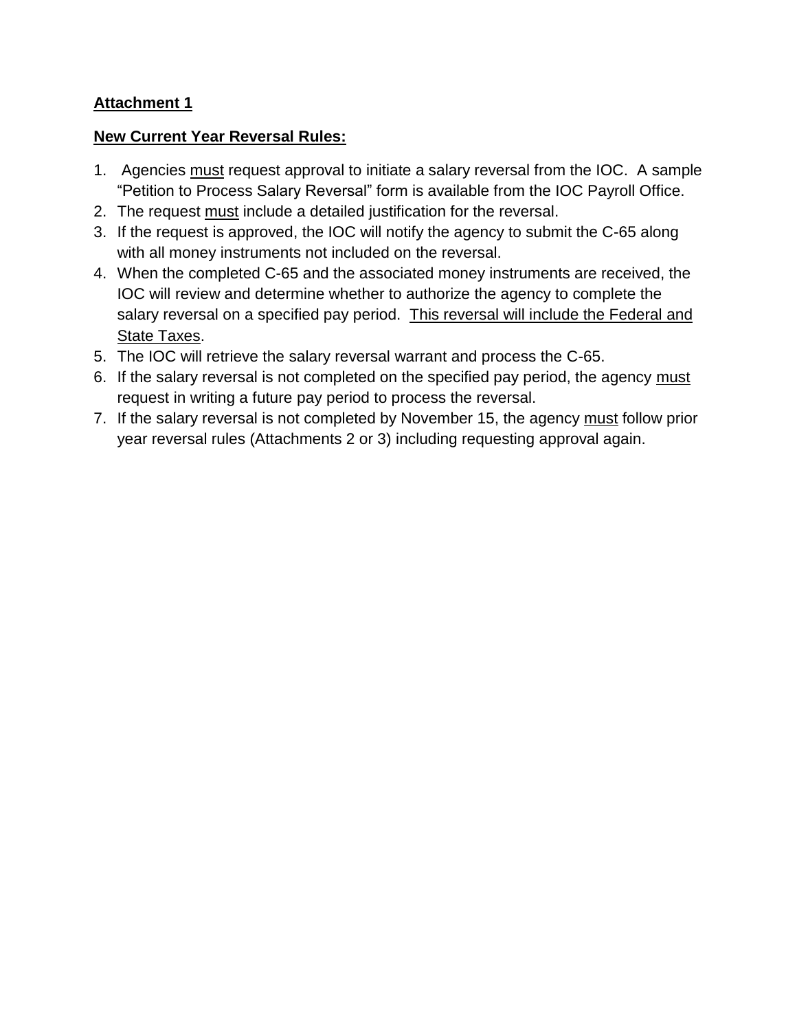**Attachment 1**

**New Current Year Reversal Rules:**

1. Agencies must request approval to initiate a salary reversal from the IOC. A sample "Petition to Process Salary Reversal" form is available from the IOC Payroll Office.
2. The request must include a detailed justification for the reversal.
3. If the request is approved, the IOC will notify the agency to submit the C-65 along with all money instruments not included on the reversal.
4. When the completed C-65 and the associated money instruments are received, the IOC will review and determine whether to authorize the agency to complete the salary reversal on a specified pay period. This reversal will include the Federal and State Taxes.
5. The IOC will retrieve the salary reversal warrant and process the C-65.
6. If the salary reversal is not completed on the specified pay period, the agency must request in writing a future pay period to process the reversal.
7. If the salary reversal is not completed by November 15, the agency must follow prior year reversal rules (Attachments 2 or 3) including requesting approval again.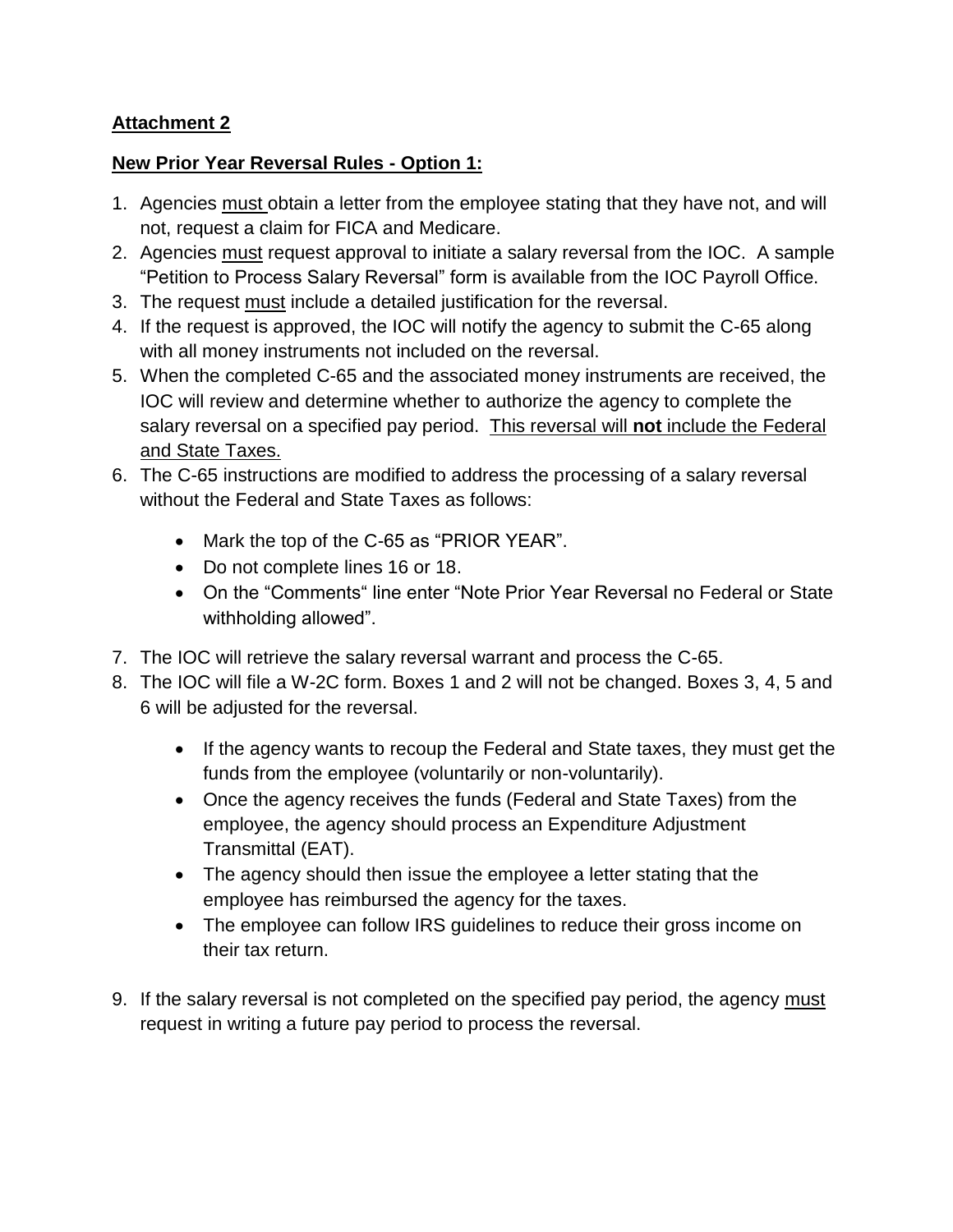**Attachment 2**

**New Prior Year Reversal Rules - Option 1:**

1. Agencies must obtain a letter from the employee stating that they have not, and will not, request a claim for FICA and Medicare.
2. Agencies must request approval to initiate a salary reversal from the IOC. A sample "Petition to Process Salary Reversal" form is available from the IOC Payroll Office.
3. The request must include a detailed justification for the reversal.
4. If the request is approved, the IOC will notify the agency to submit the C-65 along with all money instruments not included on the reversal.
5. When the completed C-65 and the associated money instruments are received, the IOC will review and determine whether to authorize the agency to complete the salary reversal on a specified pay period. This reversal will **not** include the Federal and State Taxes.
6. The C-65 instructions are modified to address the processing of a salary reversal without the Federal and State Taxes as follows:
   - Mark the top of the C-65 as "PRIOR YEAR".
   - Do not complete lines 16 or 18.
   - On the "Comments" line enter "Note Prior Year Reversal no Federal or State withholding allowed".
7. The IOC will retrieve the salary reversal warrant and process the C-65.
8. The IOC will file a W-2C form. Boxes 1 and 2 will not be changed. Boxes 3, 4, 5 and 6 will be adjusted for the reversal.
   - If the agency wants to recoup the Federal and State taxes, they must get the funds from the employee (voluntarily or non-voluntarily).
   - Once the agency receives the funds (Federal and State Taxes) from the employee, the agency should process an Expenditure Adjustment Transmittal (EAT).
   - The agency should then issue the employee a letter stating that the employee has reimbursed the agency for the taxes.
   - The employee can follow IRS guidelines to reduce their gross income on their tax return.
9. If the salary reversal is not completed on the specified pay period, the agency must request in writing a future pay period to process the reversal.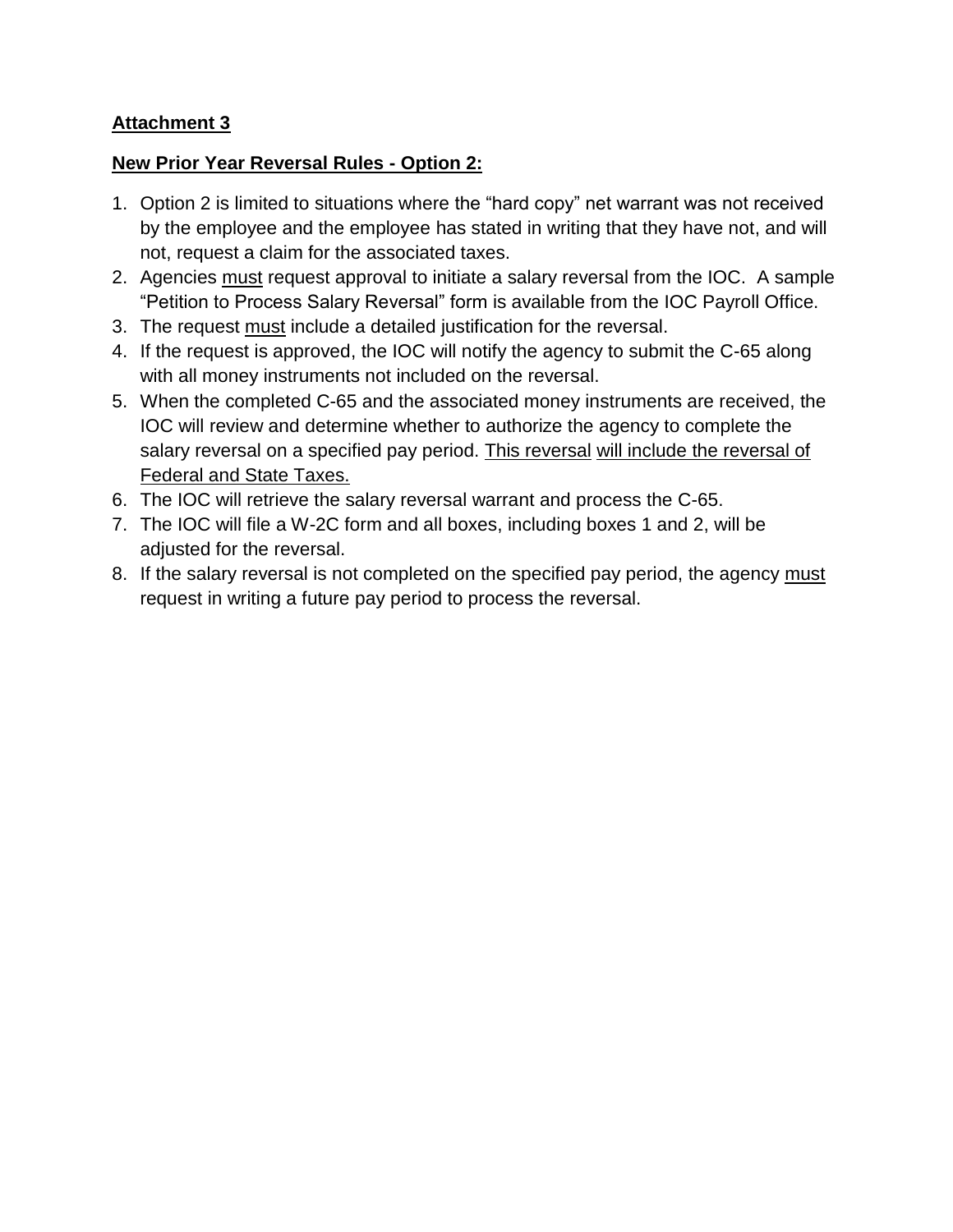**Attachment 3**

**New Prior Year Reversal Rules - Option 2:**

1. Option 2 is limited to situations where the "hard copy" net warrant was not received by the employee and the employee has stated in writing that they have not, and will not, request a claim for the associated taxes.
2. Agencies must request approval to initiate a salary reversal from the IOC. A sample "Petition to Process Salary Reversal" form is available from the IOC Payroll Office.
3. The request must include a detailed justification for the reversal.
4. If the request is approved, the IOC will notify the agency to submit the C-65 along with all money instruments not included on the reversal.
5. When the completed C-65 and the associated money instruments are received, the IOC will review and determine whether to authorize the agency to complete the salary reversal on a specified pay period. This reversal will include the reversal of Federal and State Taxes.
6. The IOC will retrieve the salary reversal warrant and process the C-65.
7. The IOC will file a W-2C form and all boxes, including boxes 1 and 2, will be adjusted for the reversal.
8. If the salary reversal is not completed on the specified pay period, the agency must request in writing a future pay period to process the reversal.